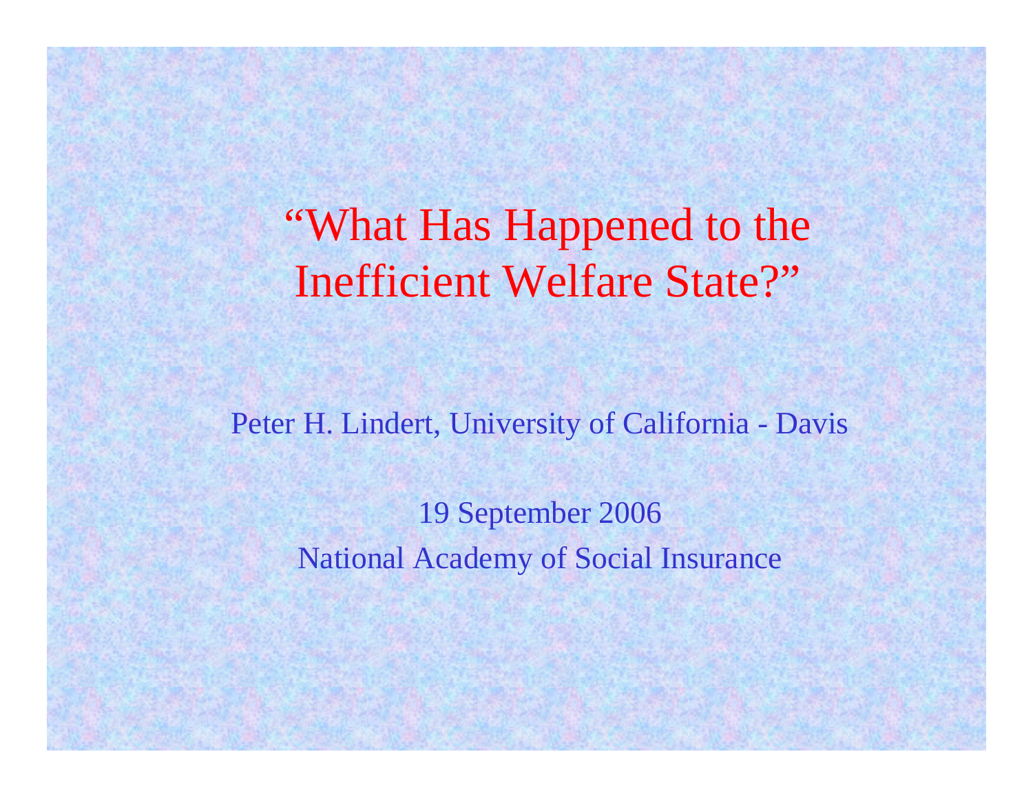# "What Has Happened to the Inefficient Welfare State?"

Peter H. Lindert, University of California - Davis

19 September 2006

National Academy of Social Insurance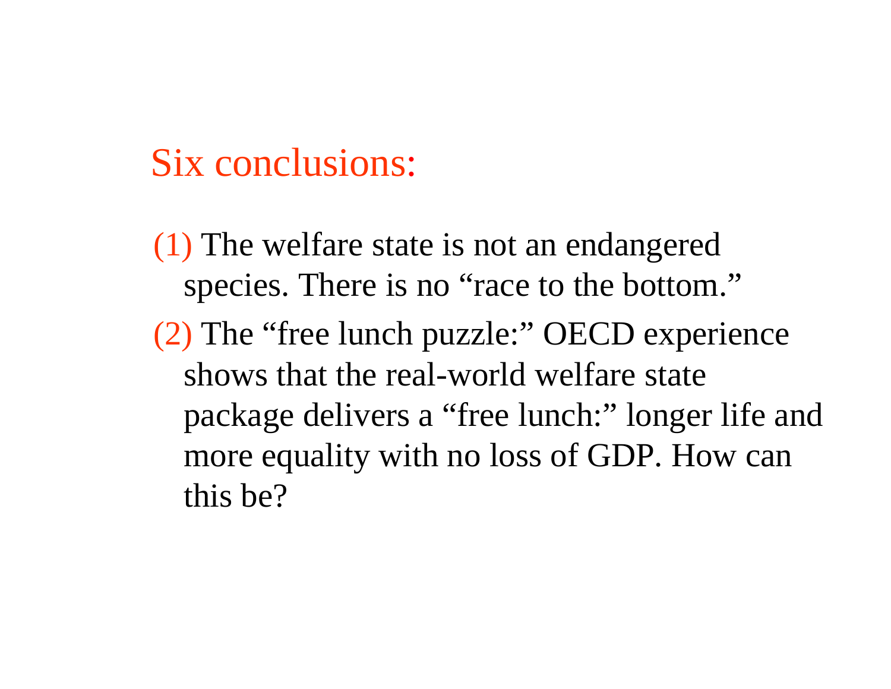## Six conclusions:

(1) The welfare state is not an endangered species. There is no “race to the bottom.”

(2) The “free lunch puzzle:” OECD experience shows that the real-world welfare state package delivers a “free lunch:” longer life and more equality with no loss of GDP. How can this be?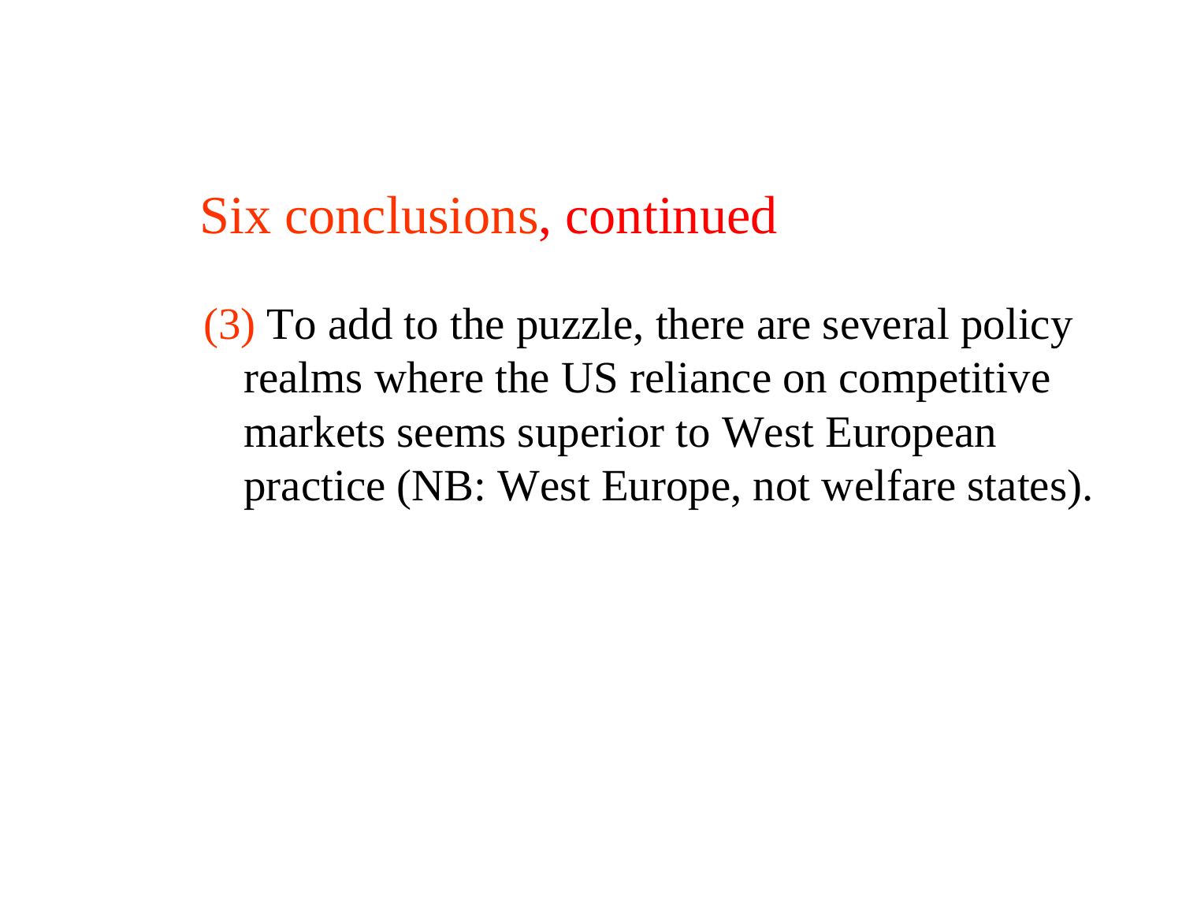## Six conclusions, continued

(3) To add to the puzzle, there are several policy realms where the US reliance on competitive markets seems superior to West European practice (NB: West Europe, not welfare states).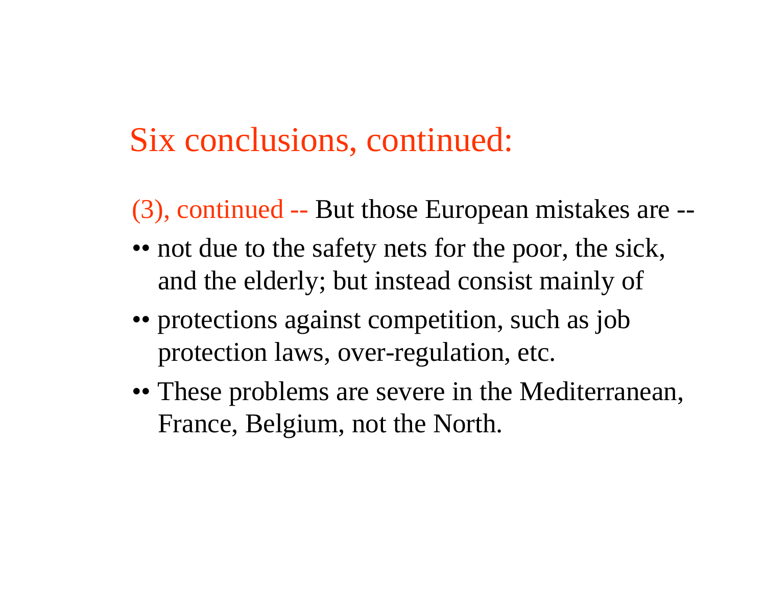# Six conclusions, continued:

(3), continued -- But those European mistakes are --

- not due to the safety nets for the poor, the sick, and the elderly; but instead consist mainly of
- protections against competition, such as job protection laws, over-regulation, etc.
- These problems are severe in the Mediterranean, France, Belgium, not the North.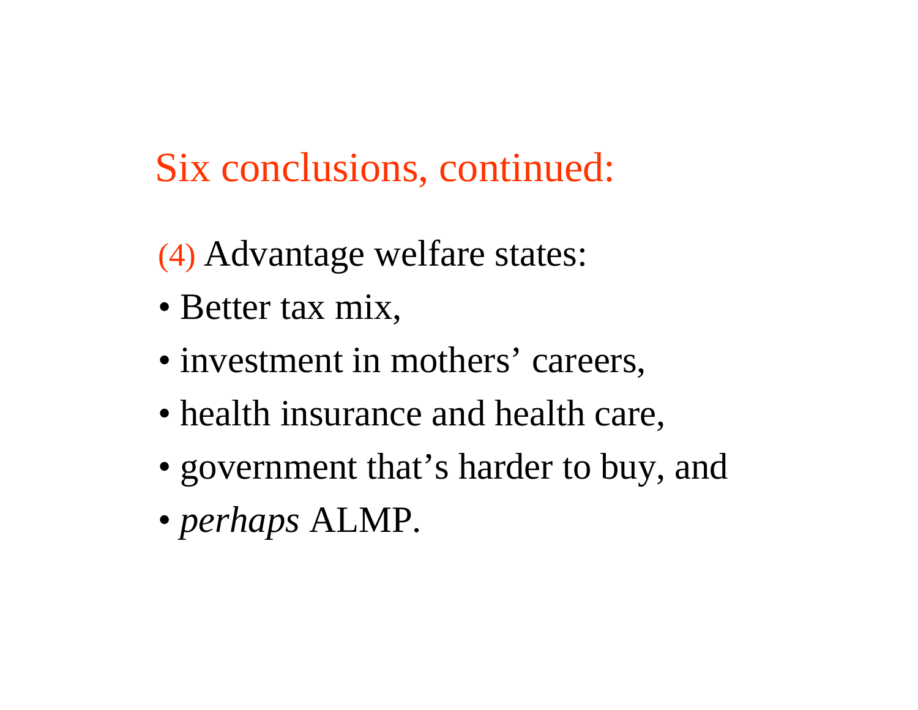## Six conclusions, continued:

(4) Advantage welfare states:

- Better tax mix,
- investment in mothers' careers,
- health insurance and health care,
- government that's harder to buy, and
- *perhaps* ALMP.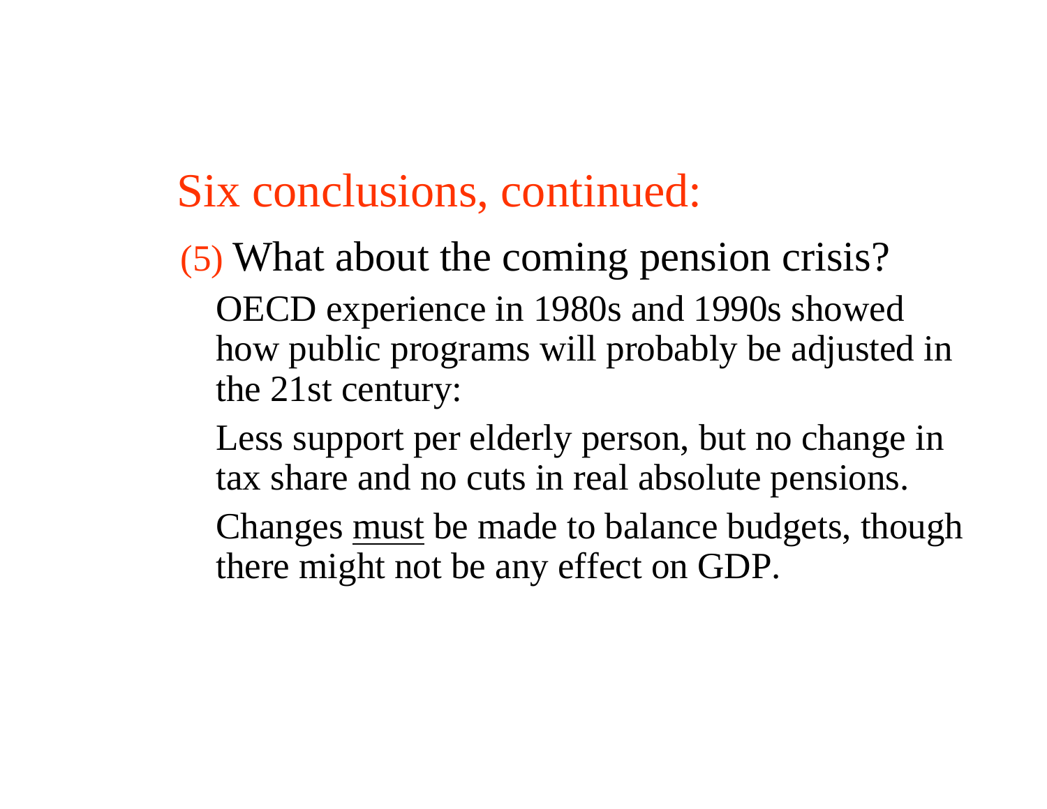# Six conclusions, continued:

(5) What about the coming pension crisis?

OECD experience in 1980s and 1990s showed how public programs will probably be adjusted in the 21st century:

Less support per elderly person, but no change in tax share and no cuts in real absolute pensions.

Changes <u>must</u> be made to balance budgets, though there might not be any effect on GDP.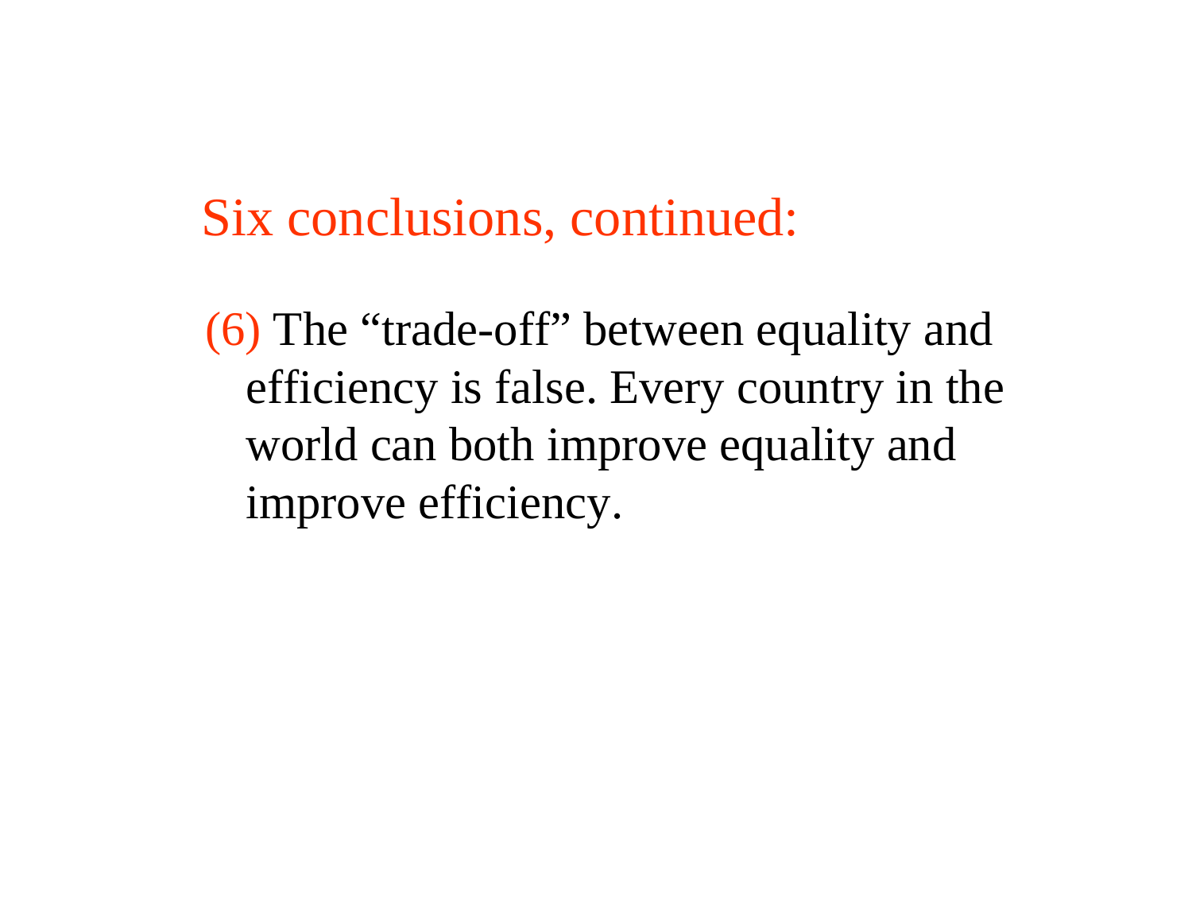## Six conclusions, continued:

(6) The “trade-off” between equality and efficiency is false. Every country in the world can both improve equality and improve efficiency.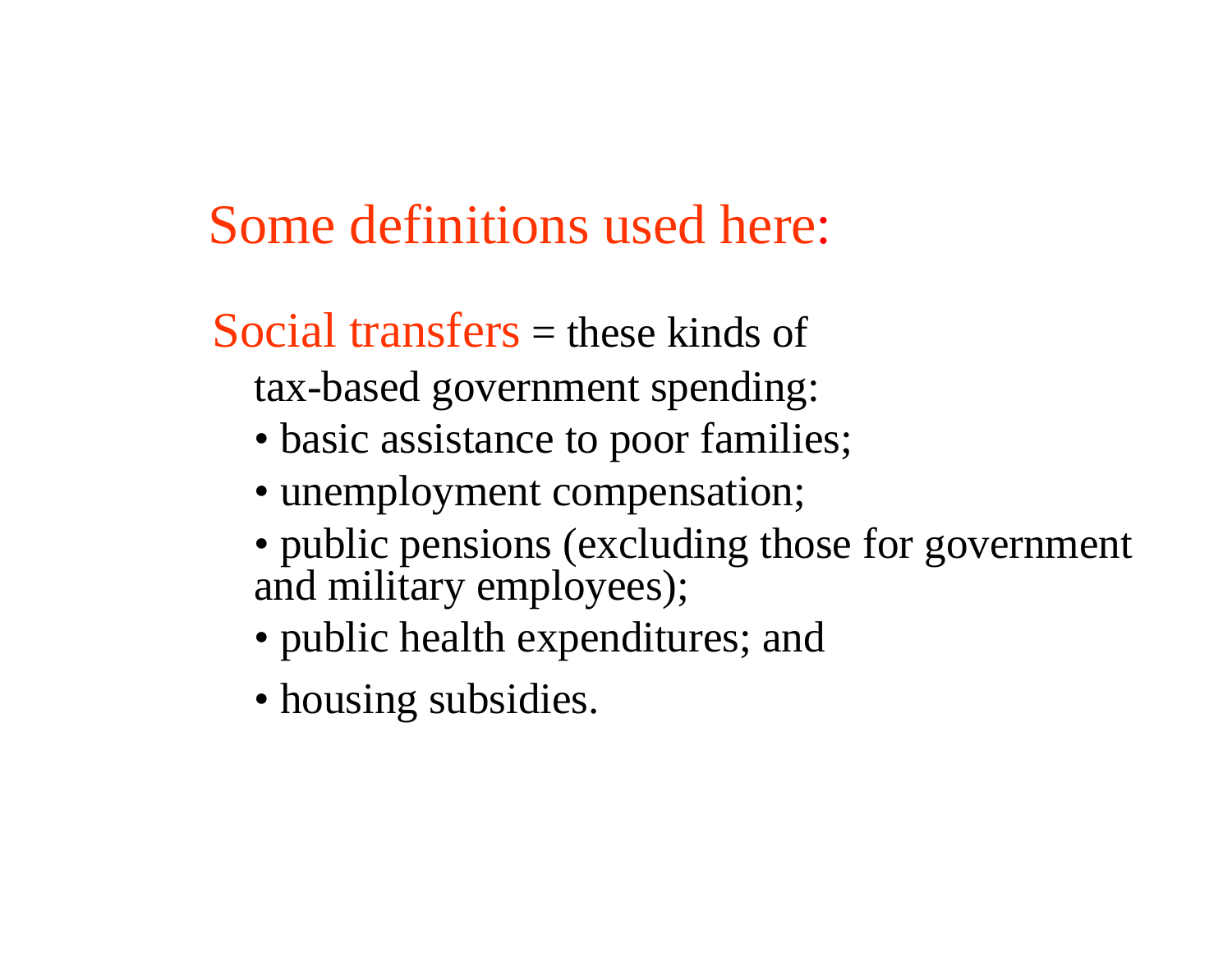# Some definitions used here:

Social transfers = these kinds of tax-based government spending:

- basic assistance to poor families;
- unemployment compensation;
- public pensions (excluding those for government and military employees);
- public health expenditures; and
- housing subsidies.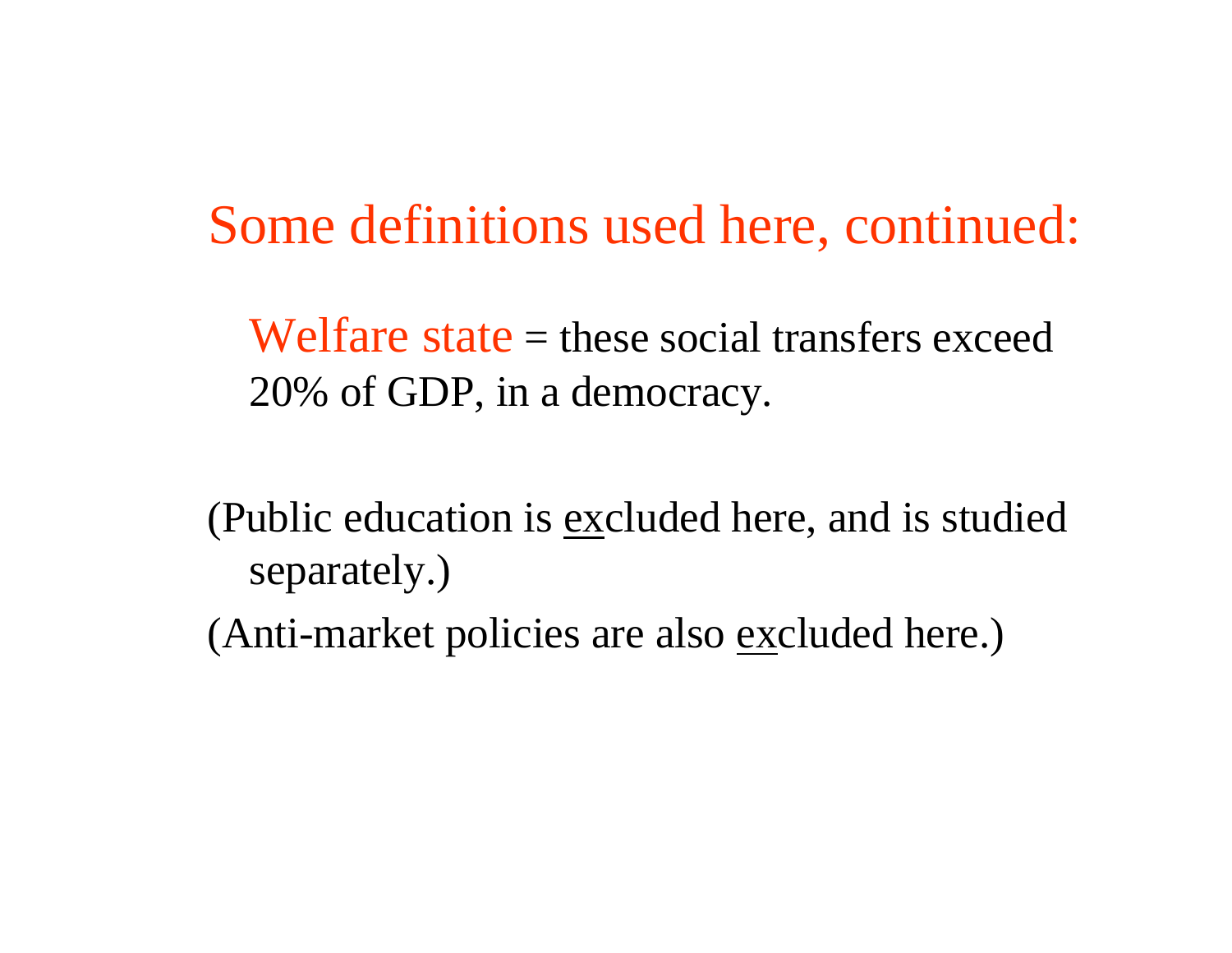# Some definitions used here, continued:

Welfare state = these social transfers exceed 20% of GDP, in a democracy.

(Public education is <u>ex</u>cluded here, and is studied separately.)

(Anti-market policies are also <u>ex</u>cluded here.)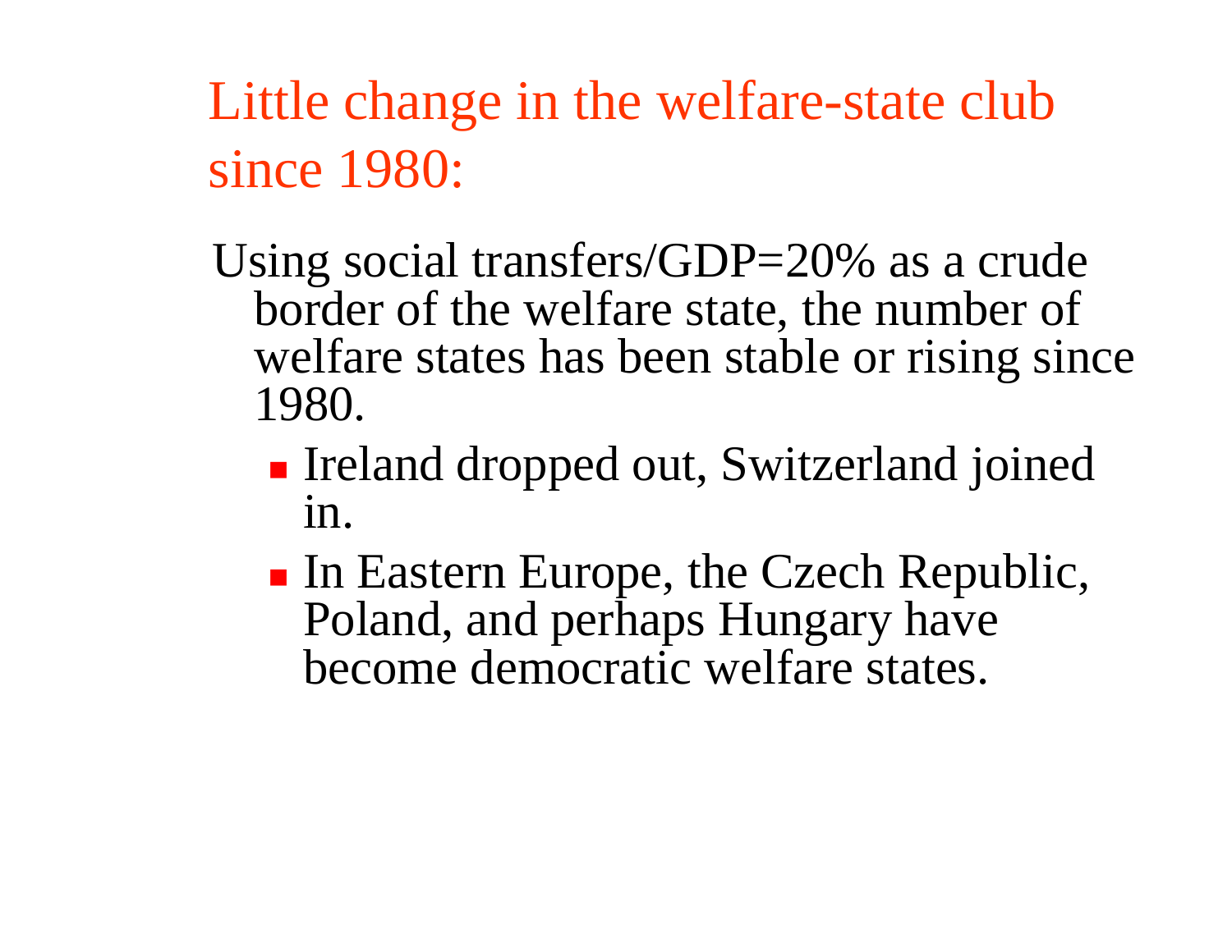# Little change in the welfare-state club since 1980:

Using social transfers/GDP=20% as a crude border of the welfare state, the number of welfare states has been stable or rising since 1980.

- Ireland dropped out, Switzerland joined in.
- In Eastern Europe, the Czech Republic, Poland, and perhaps Hungary have become democratic welfare states.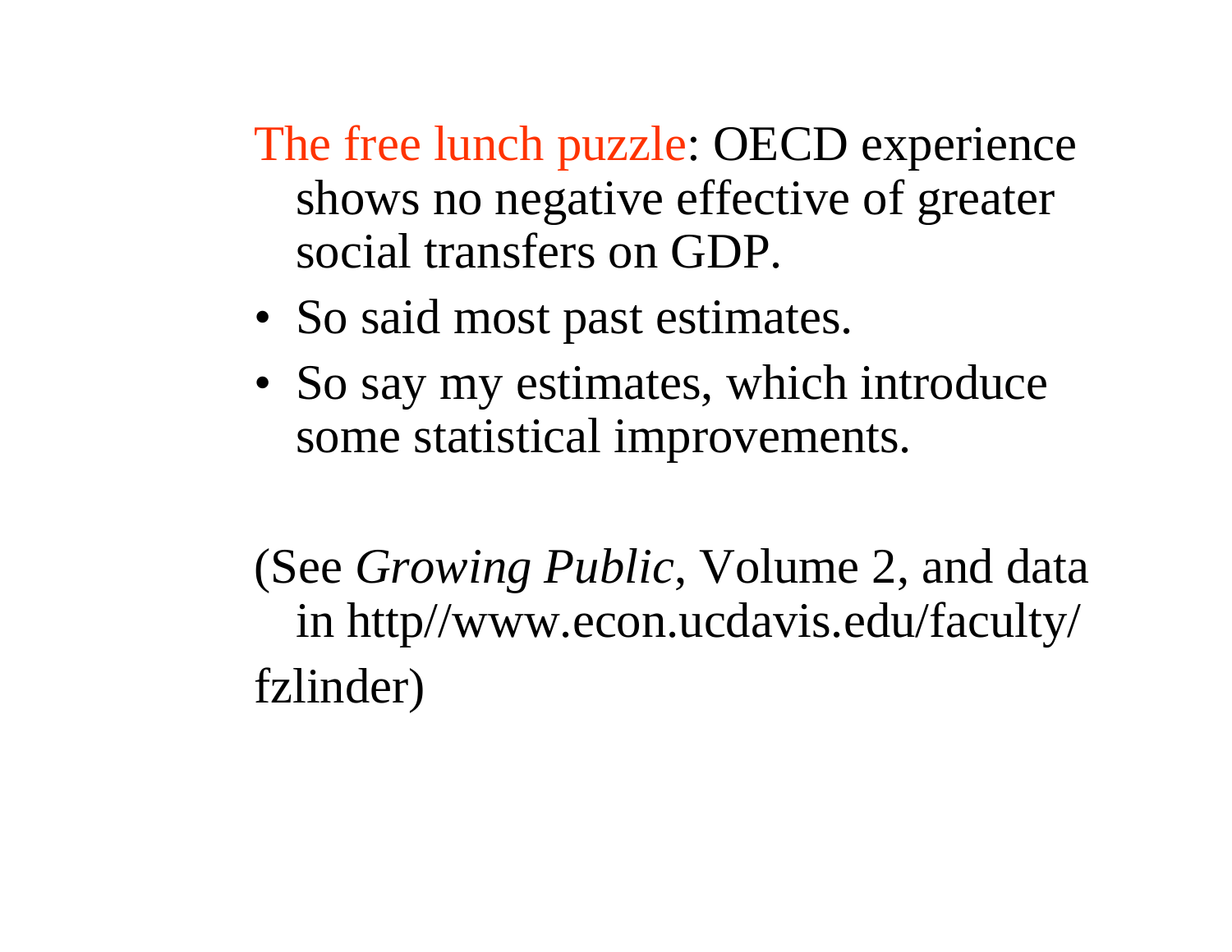The free lunch puzzle: OECD experience shows no negative effective of greater social transfers on GDP.

- So said most past estimates.
- So say my estimates, which introduce some statistical improvements.

(See *Growing Public*, Volume 2, and data in http//www.econ.ucdavis.edu/faculty/fzlinder)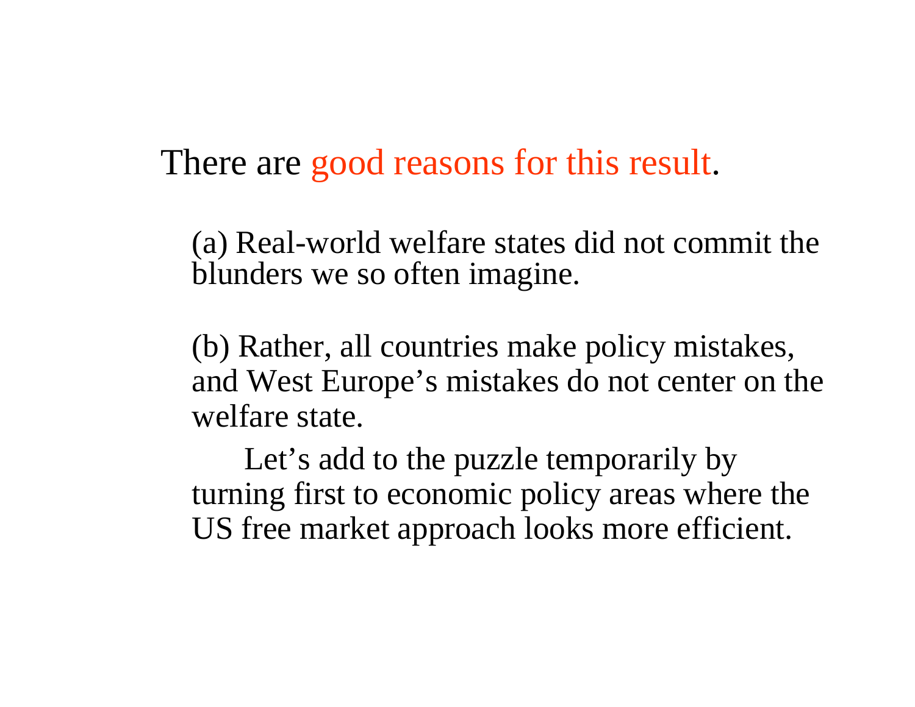There are good reasons for this result.

(a) Real-world welfare states did not commit the blunders we so often imagine.

(b) Rather, all countries make policy mistakes, and West Europe's mistakes do not center on the welfare state.

Let's add to the puzzle temporarily by turning first to economic policy areas where the US free market approach looks more efficient.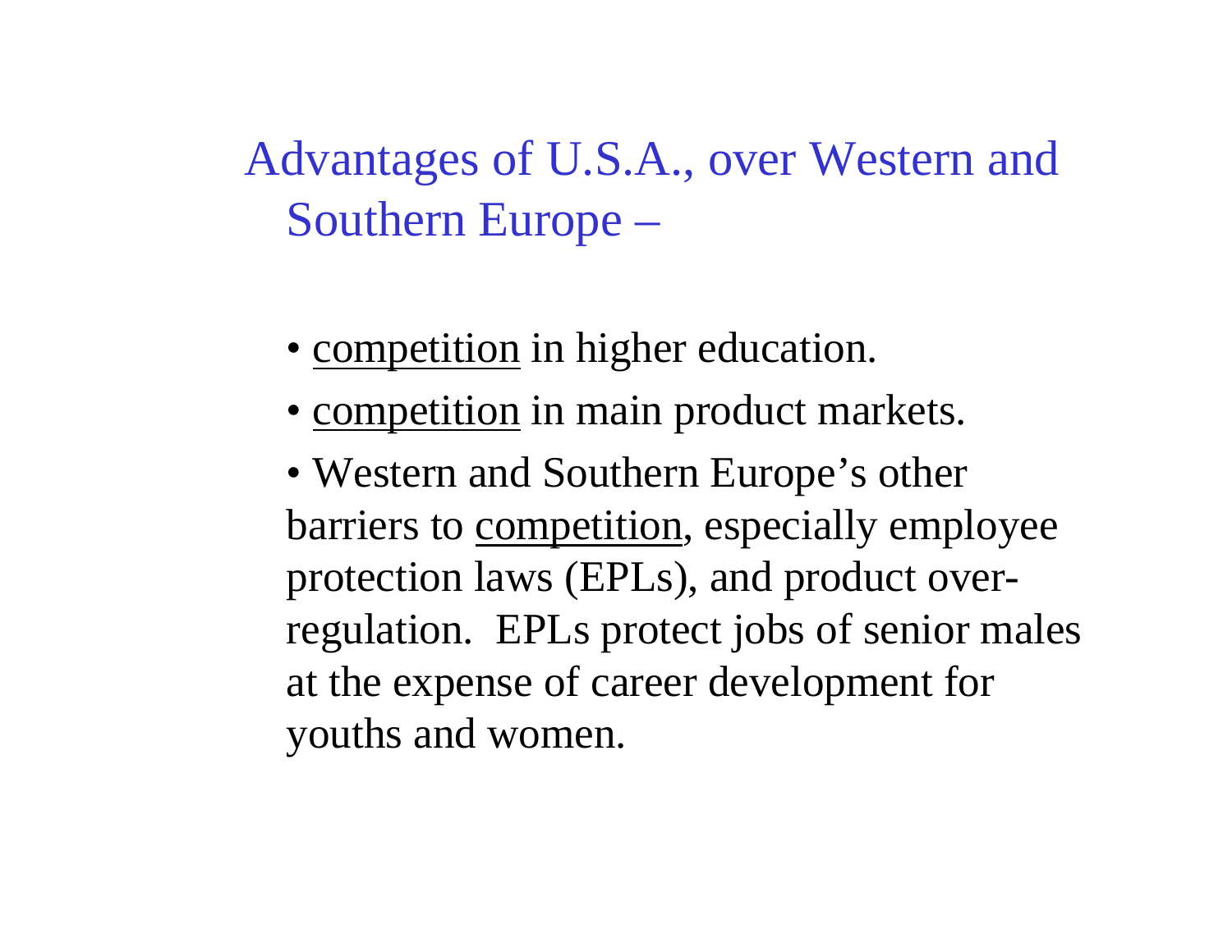## Advantages of U.S.A., over Western and Southern Europe –

- competition in higher education.
- competition in main product markets.
- Western and Southern Europe's other barriers to competition, especially employee protection laws (EPLs), and product over-regulation. EPLs protect jobs of senior males at the expense of career development for youths and women.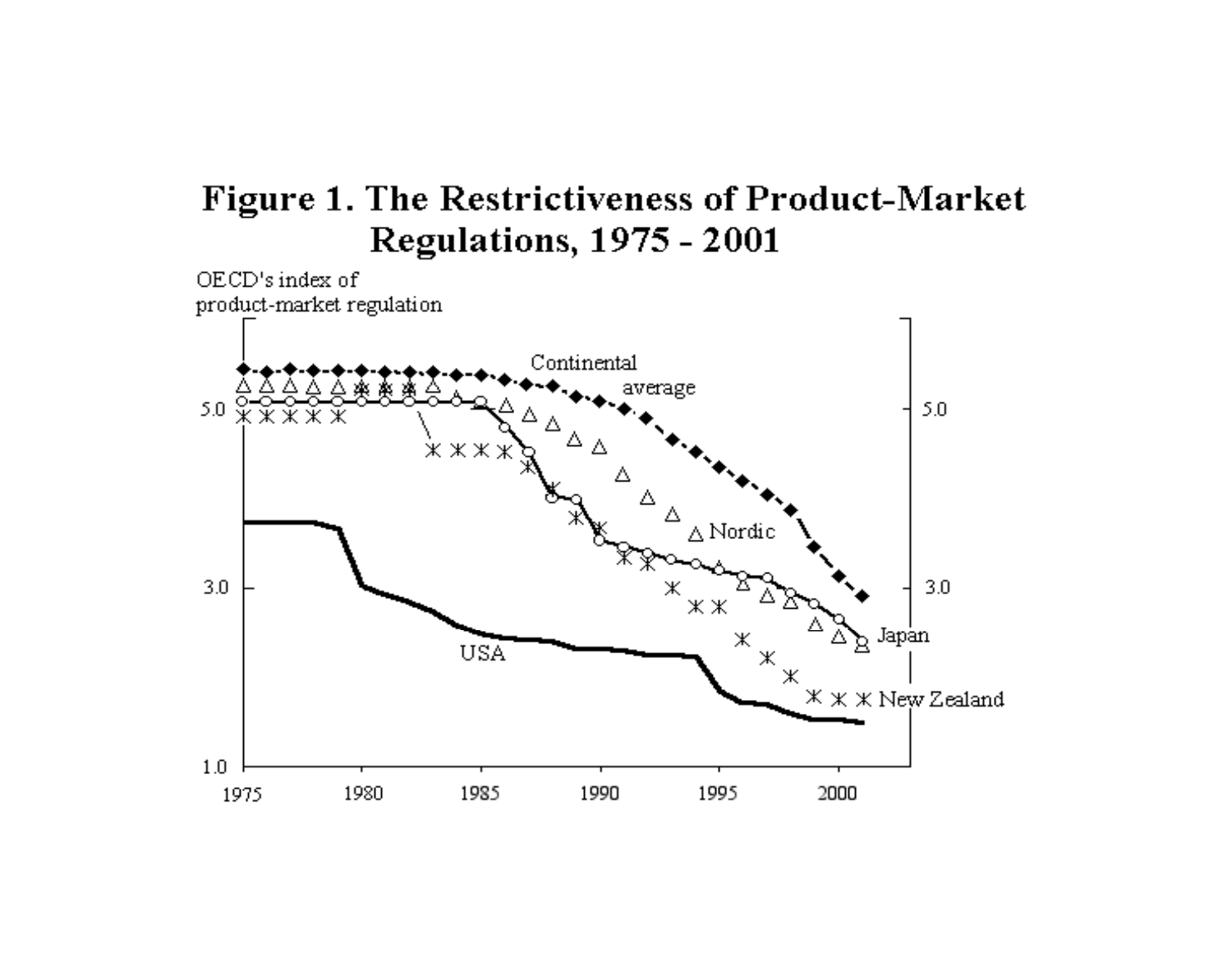# Figure 1. The Restrictiveness of Product-Market Regulations, 1975 - 2001

OECD's index of product-market regulation

Continental average

Nordic

Japan

New Zealand

USA

5.0

3.0

1.0

1975 1980 1985 1990 1995 2000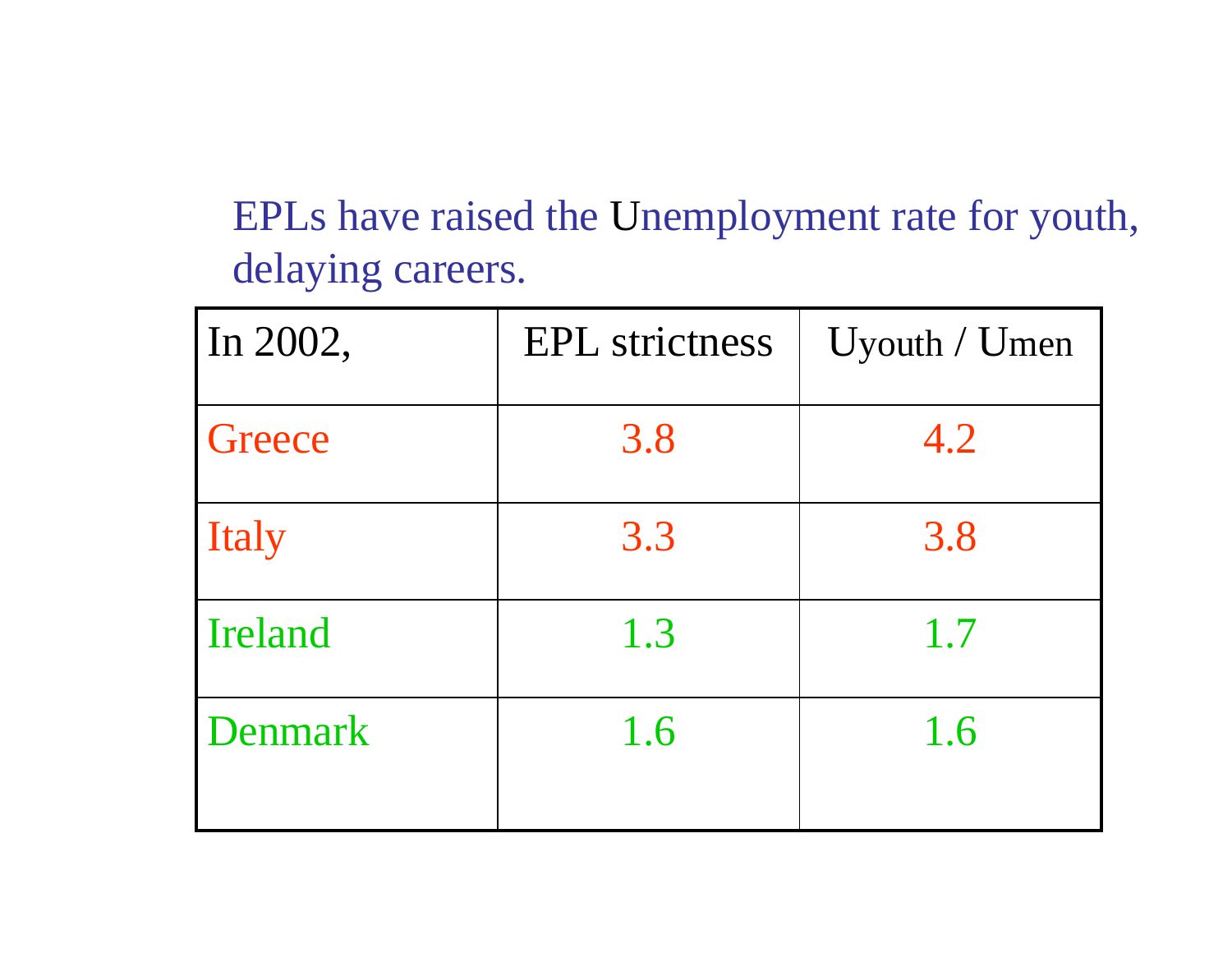EPLs have raised the Unemployment rate for youth, delaying careers.

| In 2002, | EPL strictness | Uyouth / Umen |
|---|---|---|
| Greece | 3.8 | 4.2 |
| Italy | 3.3 | 3.8 |
| Ireland | 1.3 | 1.7 |
| Denmark | 1.6 | 1.6 |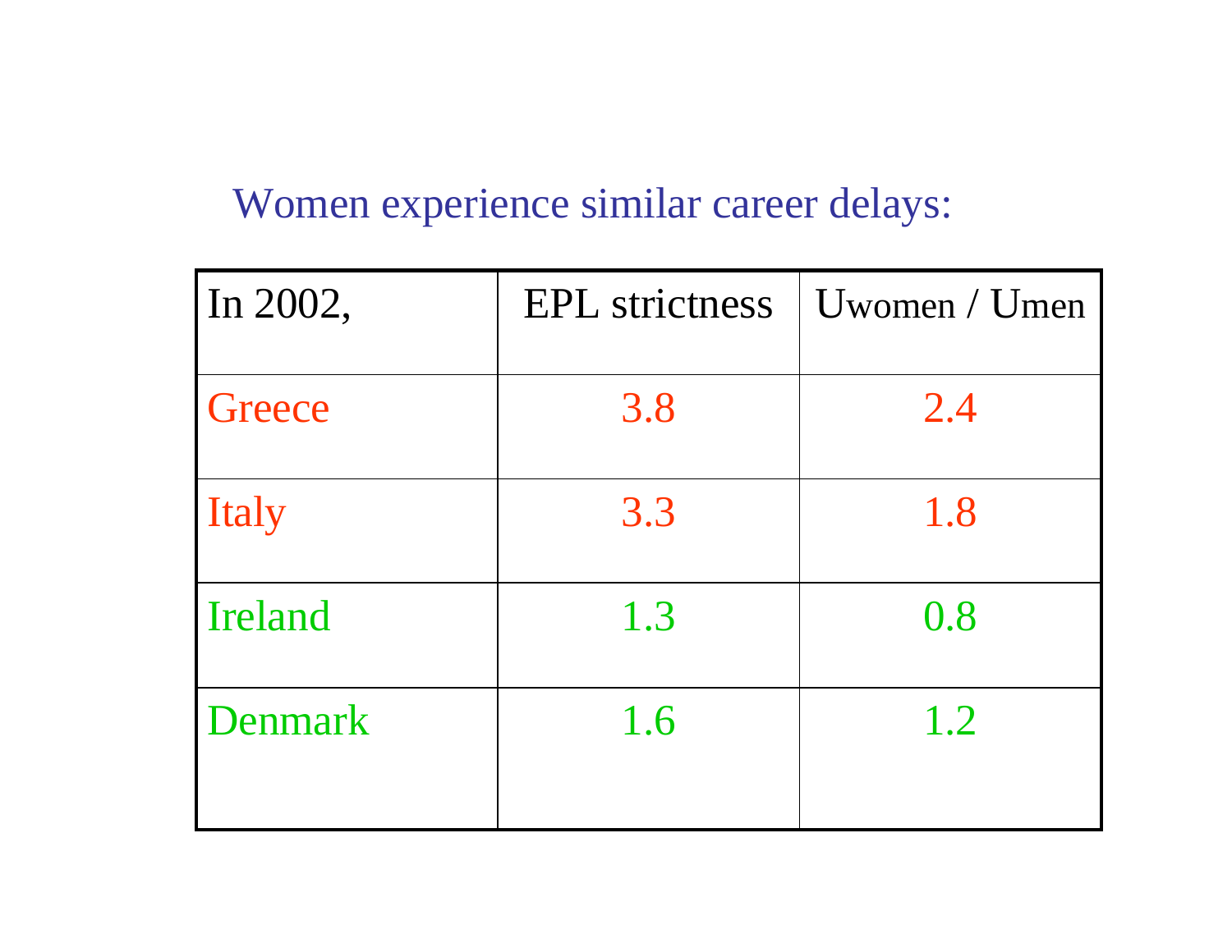Women experience similar career delays:

| In 2002, | EPL strictness | Uwomen / Umen |
|---|---|---|
| Greece | 3.8 | 2.4 |
| Italy | 3.3 | 1.8 |
| Ireland | 1.3 | 0.8 |
| Denmark | 1.6 | 1.2 |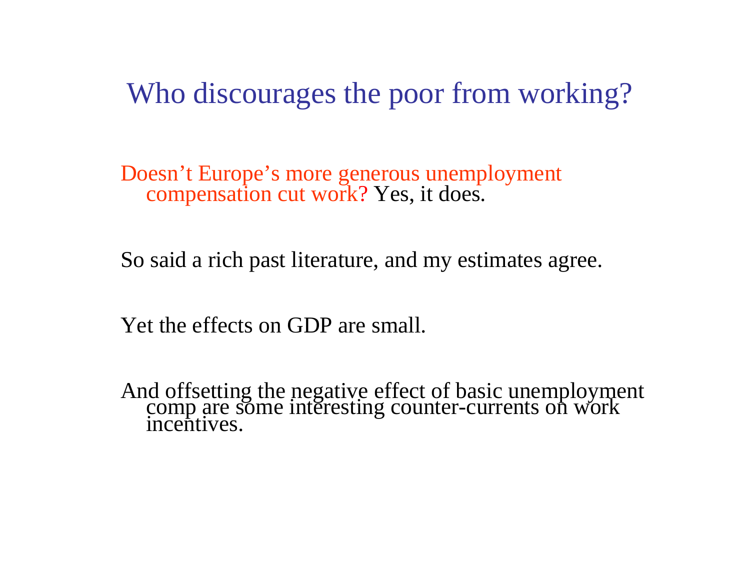# Who discourages the poor from working?

Doesn’t Europe’s more generous unemployment compensation cut work? Yes, it does.

So said a rich past literature, and my estimates agree.

Yet the effects on GDP are small.

And offsetting the negative effect of basic unemployment comp are some interesting counter-currents on work incentives.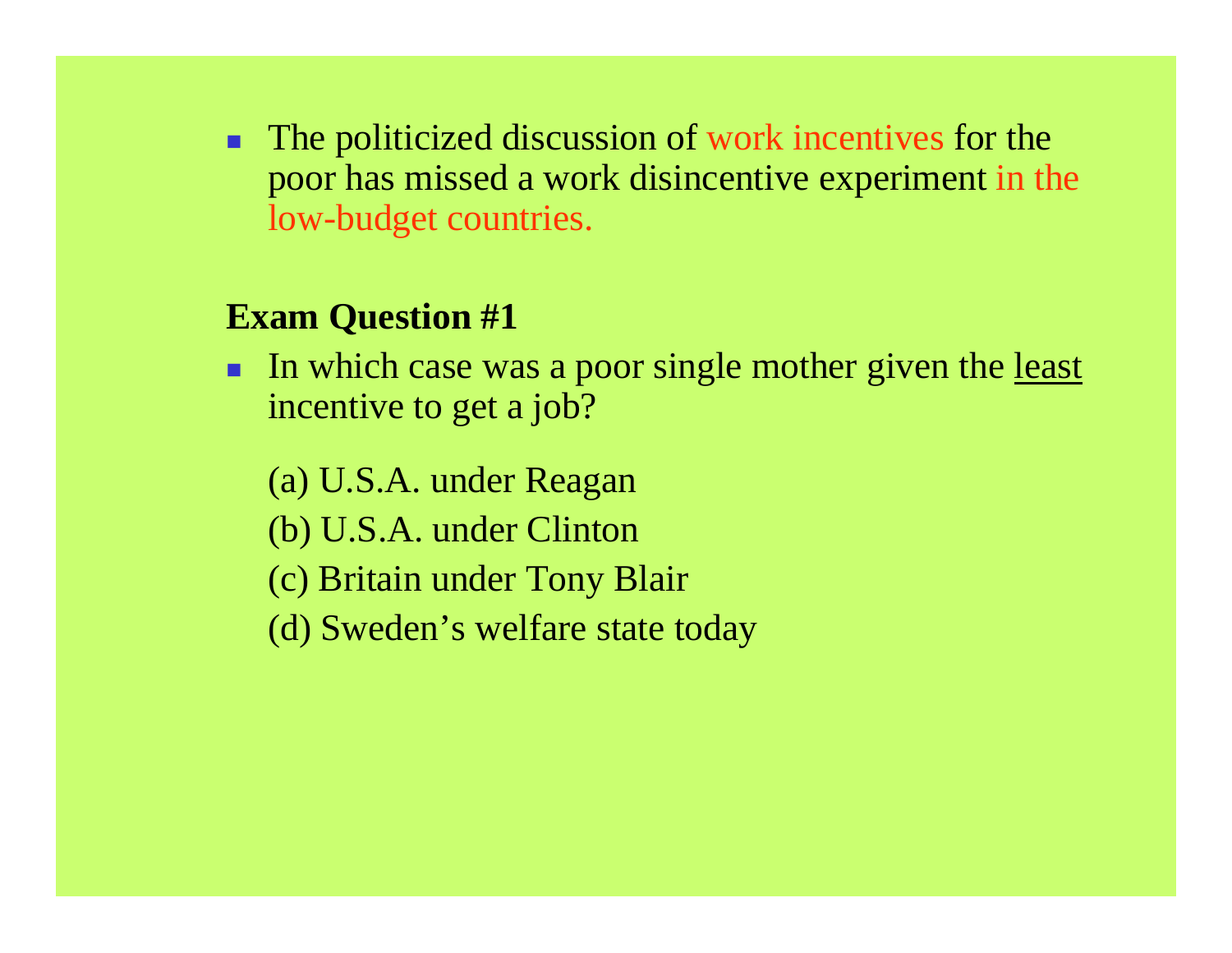- The politicized discussion of work incentives for the poor has missed a work disincentive experiment in the low-budget countries.

**Exam Question #1**

- In which case was a poor single mother given the <u>least</u> incentive to get a job?

  (a) U.S.A. under Reagan

  (b) U.S.A. under Clinton

  (c) Britain under Tony Blair

  (d) Sweden's welfare state today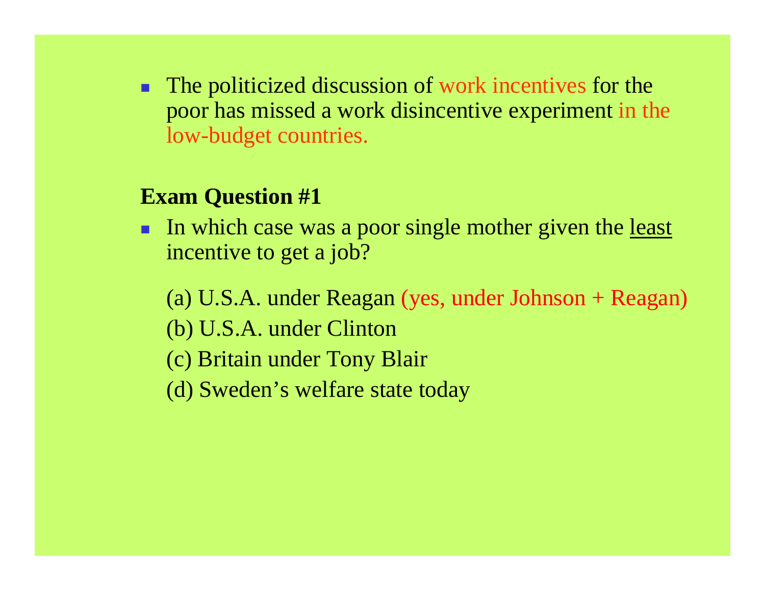- The politicized discussion of work incentives for the poor has missed a work disincentive experiment in the low-budget countries.

**Exam Question #1**

- In which case was a poor single mother given the <u>least</u> incentive to get a job?

  (a) U.S.A. under Reagan (yes, under Johnson + Reagan)

  (b) U.S.A. under Clinton

  (c) Britain under Tony Blair

  (d) Sweden's welfare state today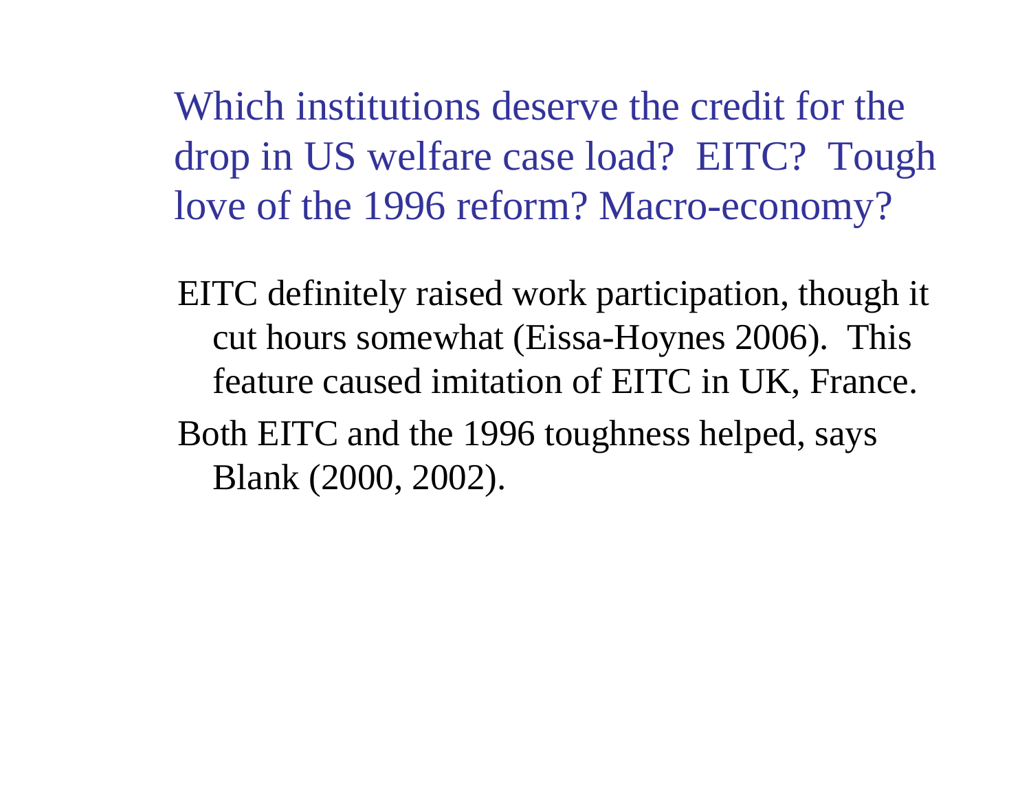## Which institutions deserve the credit for the drop in US welfare case load? EITC? Tough love of the 1996 reform? Macro-economy?

EITC definitely raised work participation, though it cut hours somewhat (Eissa-Hoynes 2006). This feature caused imitation of EITC in UK, France.

Both EITC and the 1996 toughness helped, says Blank (2000, 2002).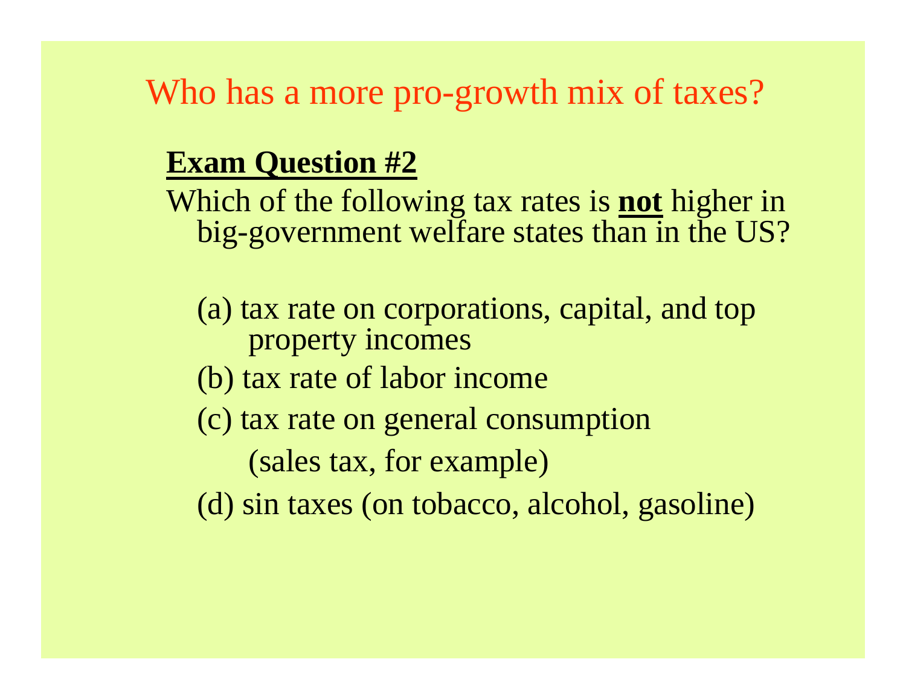# Who has a more pro-growth mix of taxes?

**Exam Question #2**

Which of the following tax rates is **not** higher in big-government welfare states than in the US?

(a) tax rate on corporations, capital, and top property incomes

(b) tax rate of labor income

(c) tax rate on general consumption (sales tax, for example)

(d) sin taxes (on tobacco, alcohol, gasoline)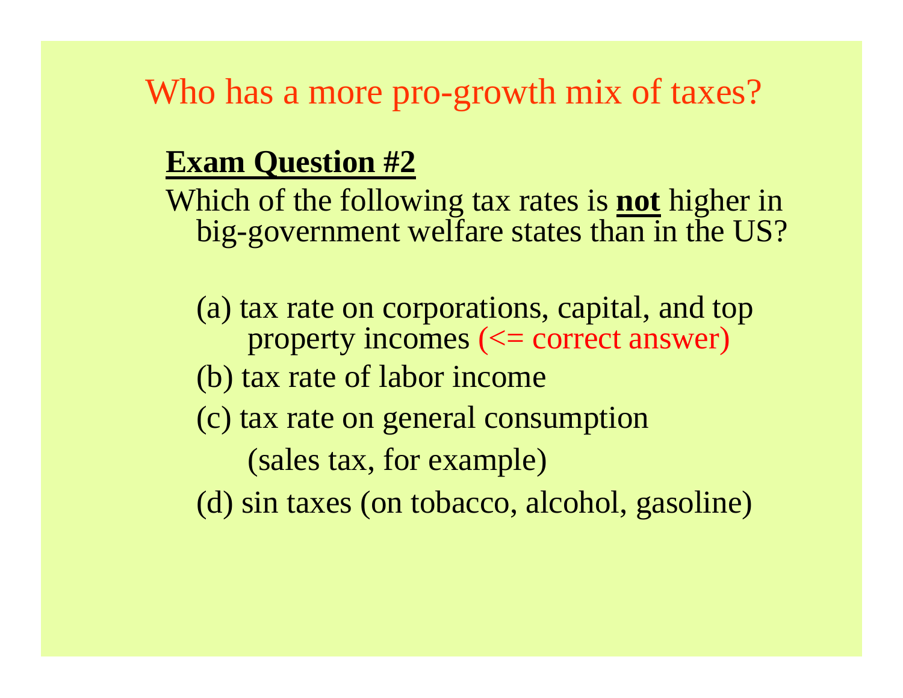# Who has a more pro-growth mix of taxes?

**Exam Question #2**

Which of the following tax rates is **not** higher in big-government welfare states than in the US?

(a) tax rate on corporations, capital, and top property incomes (<= correct answer)

(b) tax rate of labor income

(c) tax rate on general consumption (sales tax, for example)

(d) sin taxes (on tobacco, alcohol, gasoline)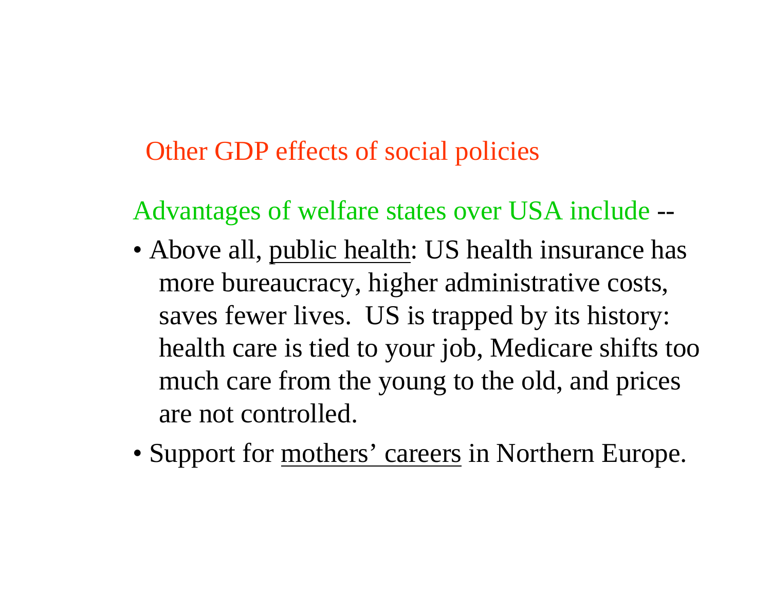## Other GDP effects of social policies

Advantages of welfare states over USA include --

- Above all, public health: US health insurance has more bureaucracy, higher administrative costs, saves fewer lives. US is trapped by its history: health care is tied to your job, Medicare shifts too much care from the young to the old, and prices are not controlled.
- Support for mothers' careers in Northern Europe.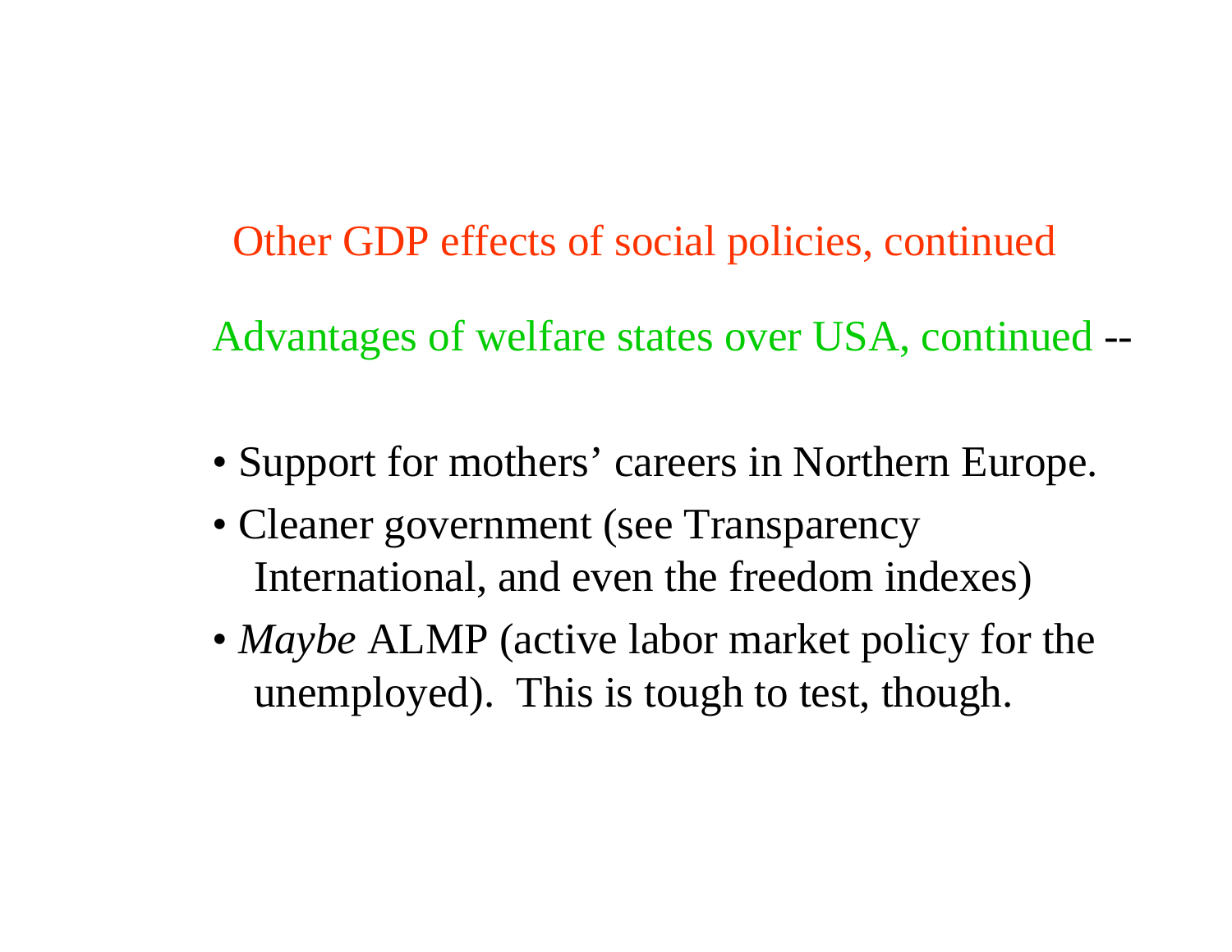## Other GDP effects of social policies, continued

### Advantages of welfare states over USA, continued --

- Support for mothers' careers in Northern Europe.
- Cleaner government (see Transparency International, and even the freedom indexes)
- *Maybe* ALMP (active labor market policy for the unemployed). This is tough to test, though.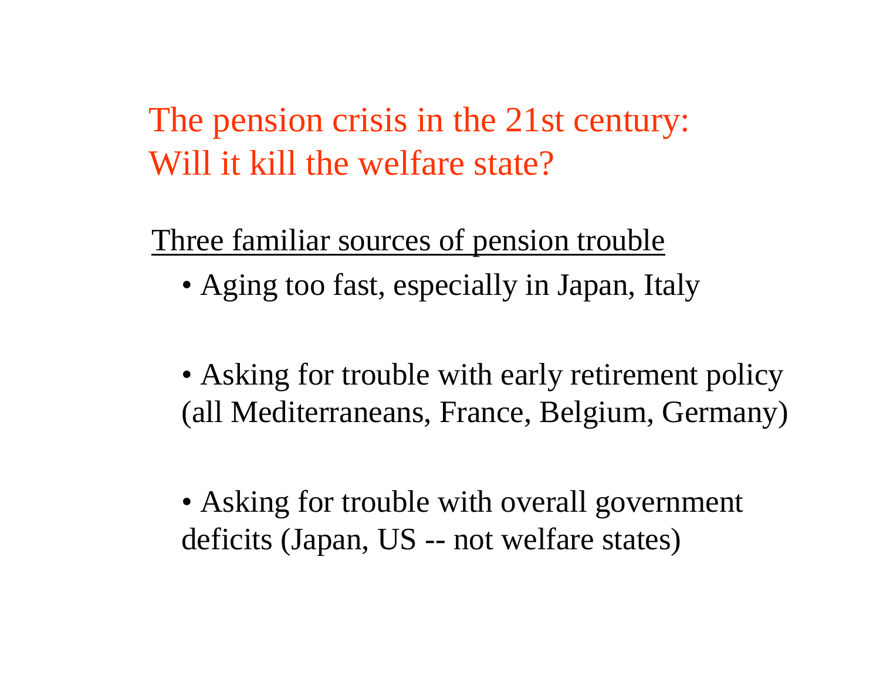# The pension crisis in the 21st century: Will it kill the welfare state?

<u>Three familiar sources of pension trouble</u>

- Aging too fast, especially in Japan, Italy
- Asking for trouble with early retirement policy (all Mediterraneans, France, Belgium, Germany)
- Asking for trouble with overall government deficits (Japan, US -- not welfare states)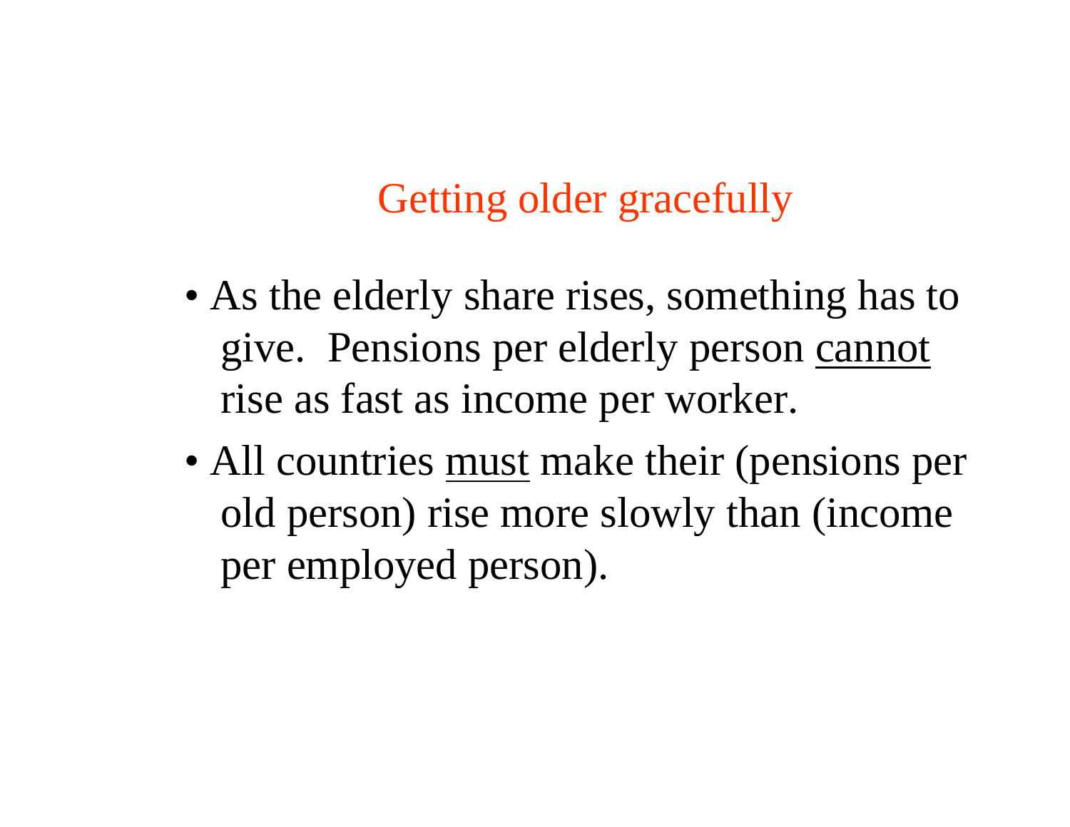## Getting older gracefully

- As the elderly share rises, something has to give. Pensions per elderly person <u>cannot</u> rise as fast as income per worker.
- All countries <u>must</u> make their (pensions per old person) rise more slowly than (income per employed person).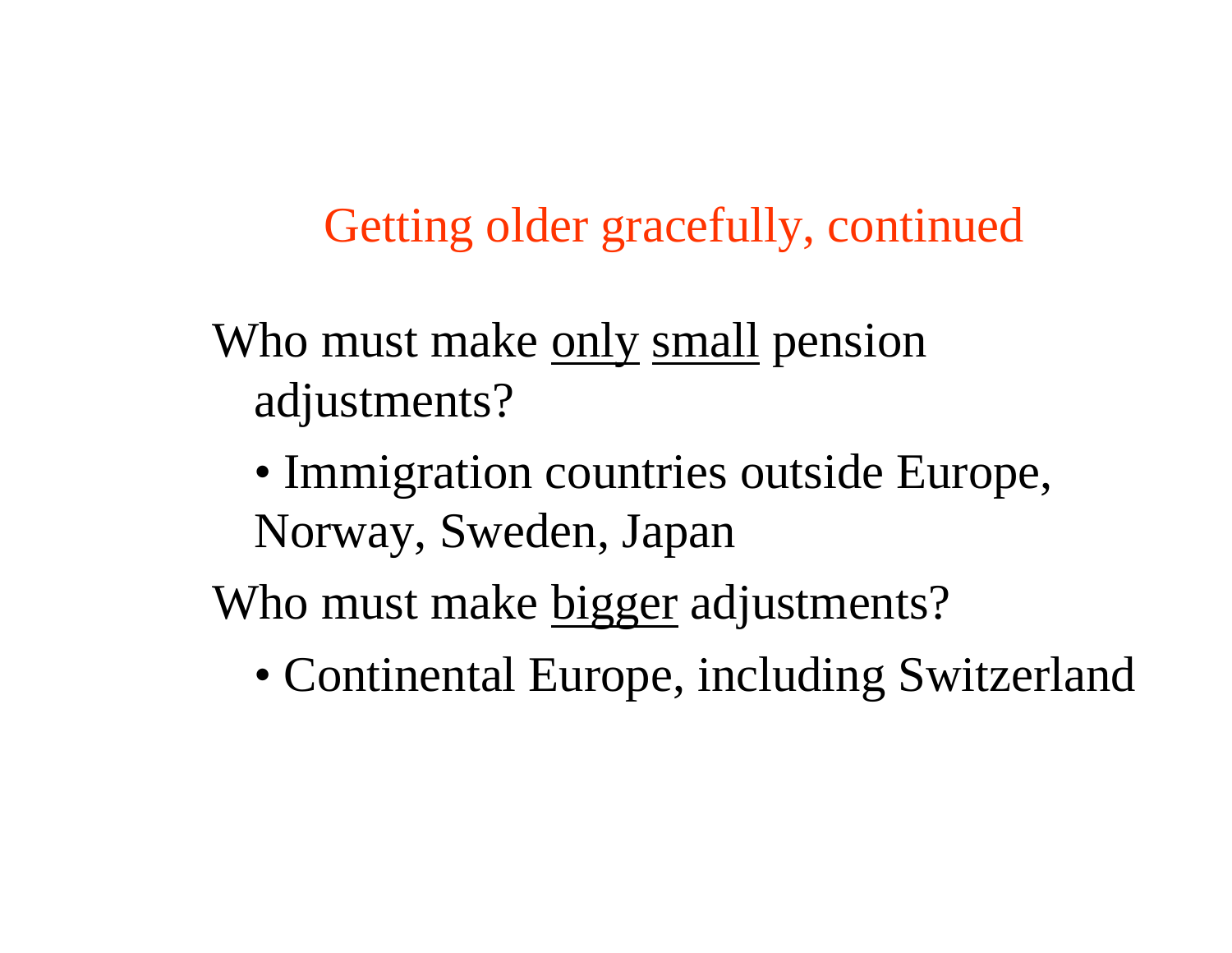## Getting older gracefully, continued

Who must make <u>only</u> <u>small</u> pension adjustments?

- Immigration countries outside Europe, Norway, Sweden, Japan

Who must make <u>bigger</u> adjustments?

- Continental Europe, including Switzerland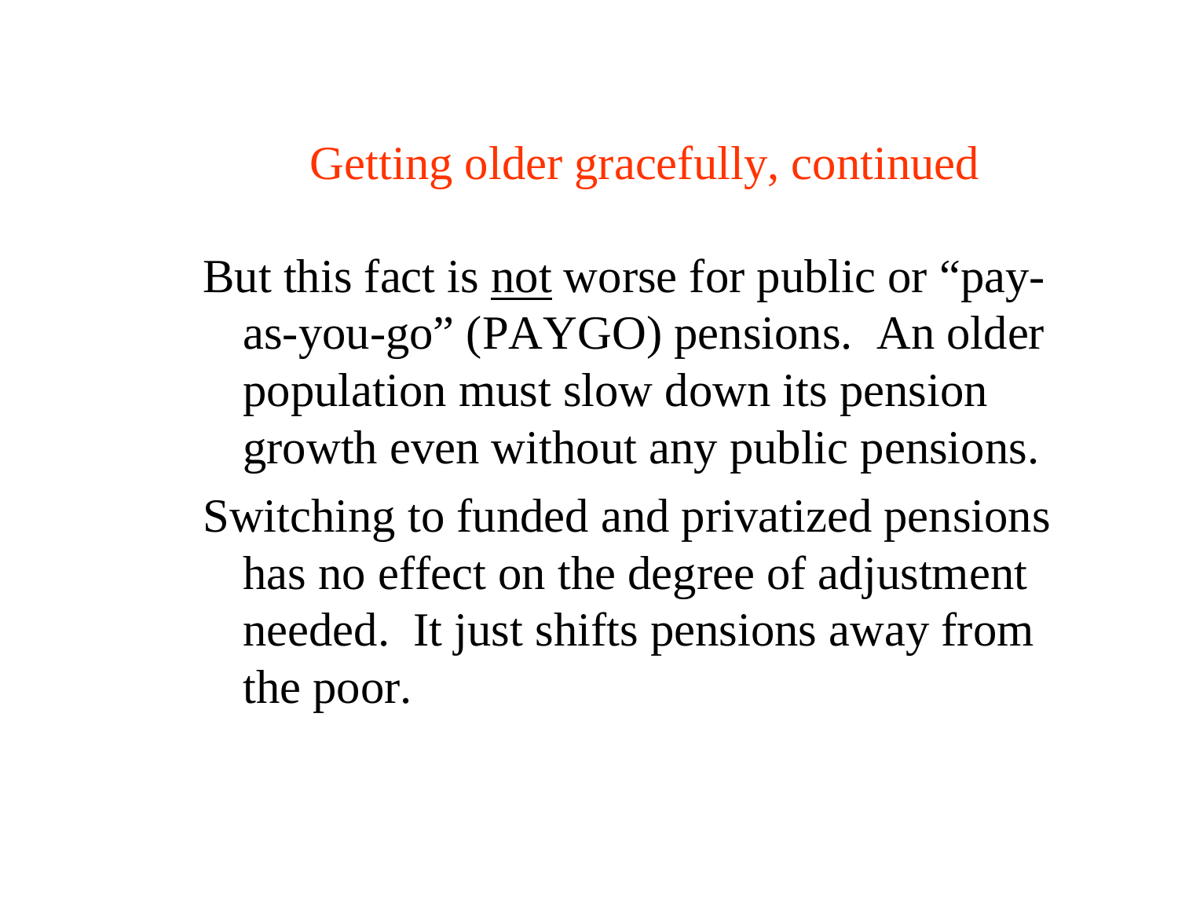## Getting older gracefully, continued

But this fact is <u>not</u> worse for public or "pay-as-you-go" (PAYGO) pensions. An older population must slow down its pension growth even without any public pensions.

Switching to funded and privatized pensions has no effect on the degree of adjustment needed. It just shifts pensions away from the poor.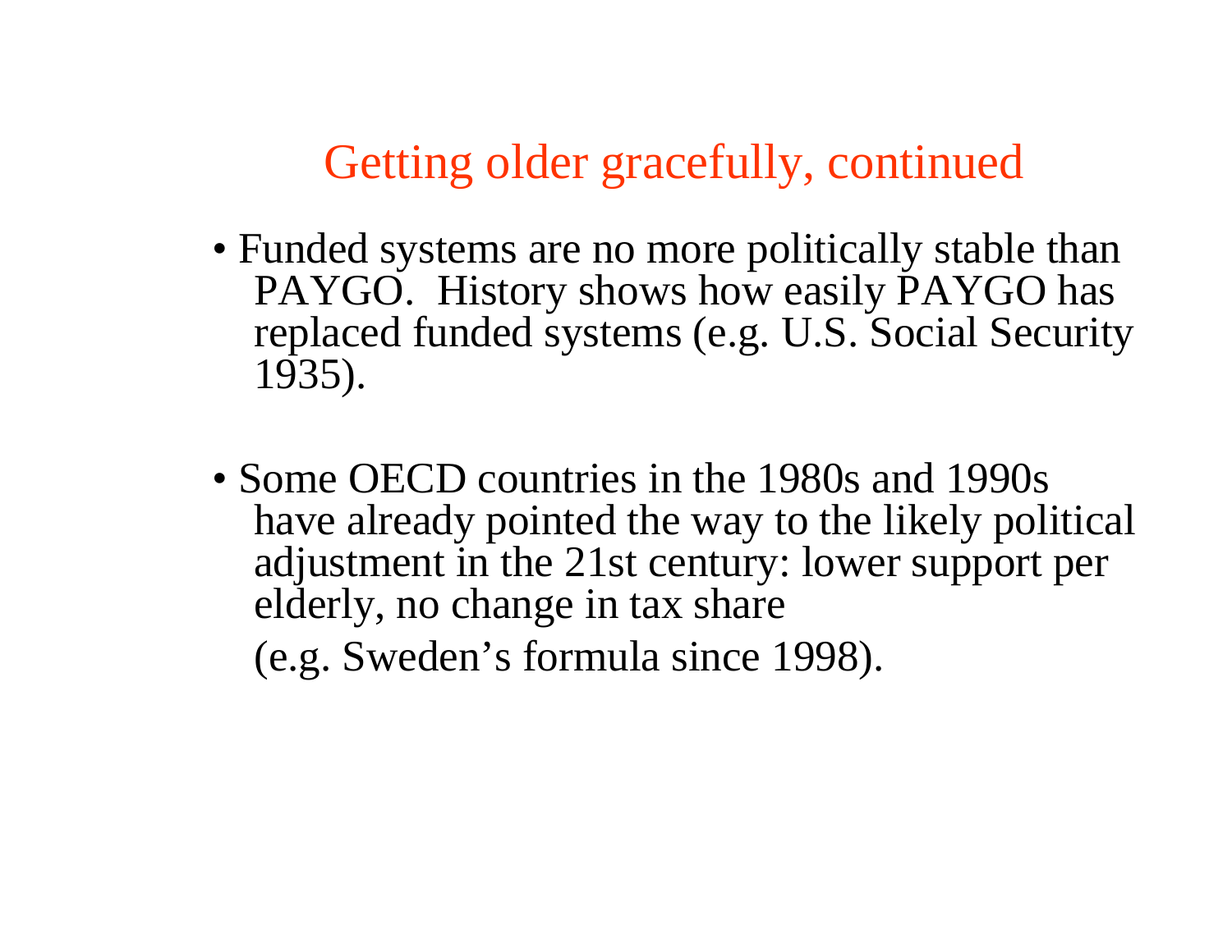# Getting older gracefully, continued

- Funded systems are no more politically stable than PAYGO. History shows how easily PAYGO has replaced funded systems (e.g. U.S. Social Security 1935).

- Some OECD countries in the 1980s and 1990s have already pointed the way to the likely political adjustment in the 21st century: lower support per elderly, no change in tax share

  (e.g. Sweden's formula since 1998).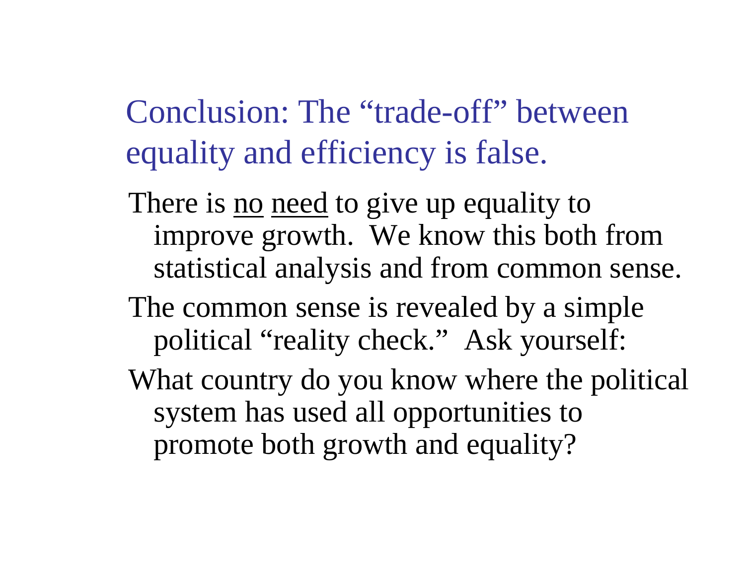## Conclusion: The "trade-off" between equality and efficiency is false.

There is <u>no</u> <u>need</u> to give up equality to improve growth. We know this both from statistical analysis and from common sense.

The common sense is revealed by a simple political "reality check." Ask yourself:

What country do you know where the political system has used all opportunities to promote both growth and equality?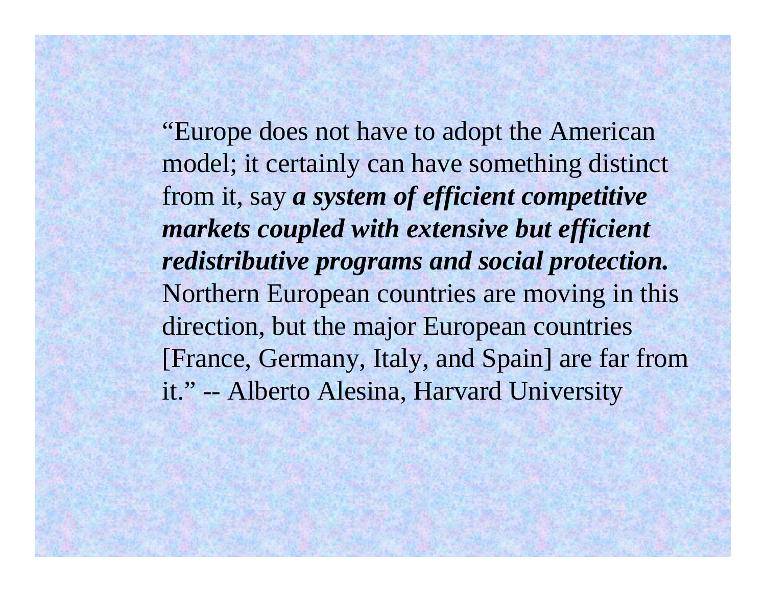"Europe does not have to adopt the American model; it certainly can have something distinct from it, say ***a system of efficient competitive markets coupled with extensive but efficient redistributive programs and social protection.*** Northern European countries are moving in this direction, but the major European countries [France, Germany, Italy, and Spain] are far from it." -- Alberto Alesina, Harvard University